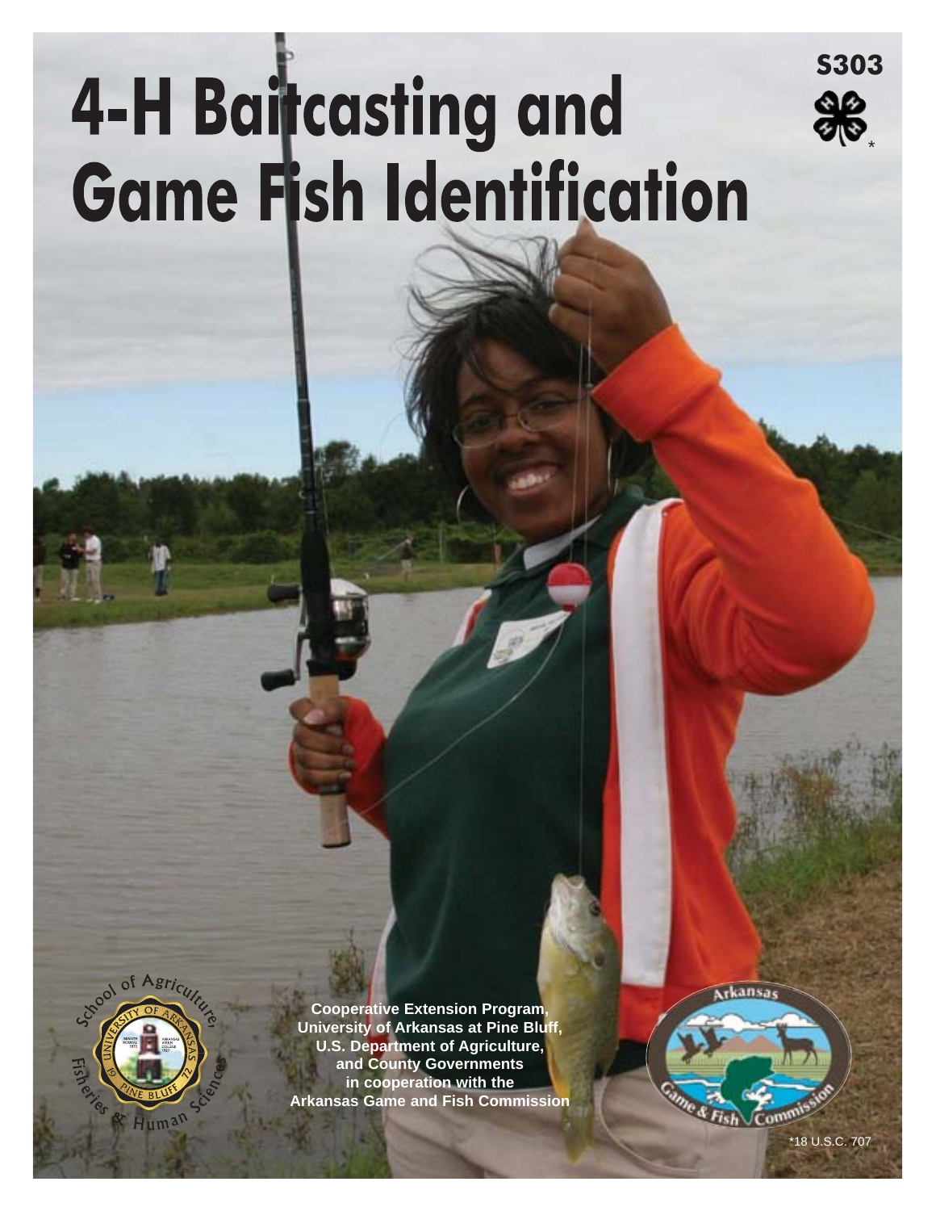S303

# 4-H Baitcasting and Game Fish Identification

Cooperative Extension Program,
University of Arkansas at Pine Bluff,
U.S. Department of Agriculture,
and County Governments
in cooperation with the
Arkansas Game and Fish Commission

*18 U.S.C. 707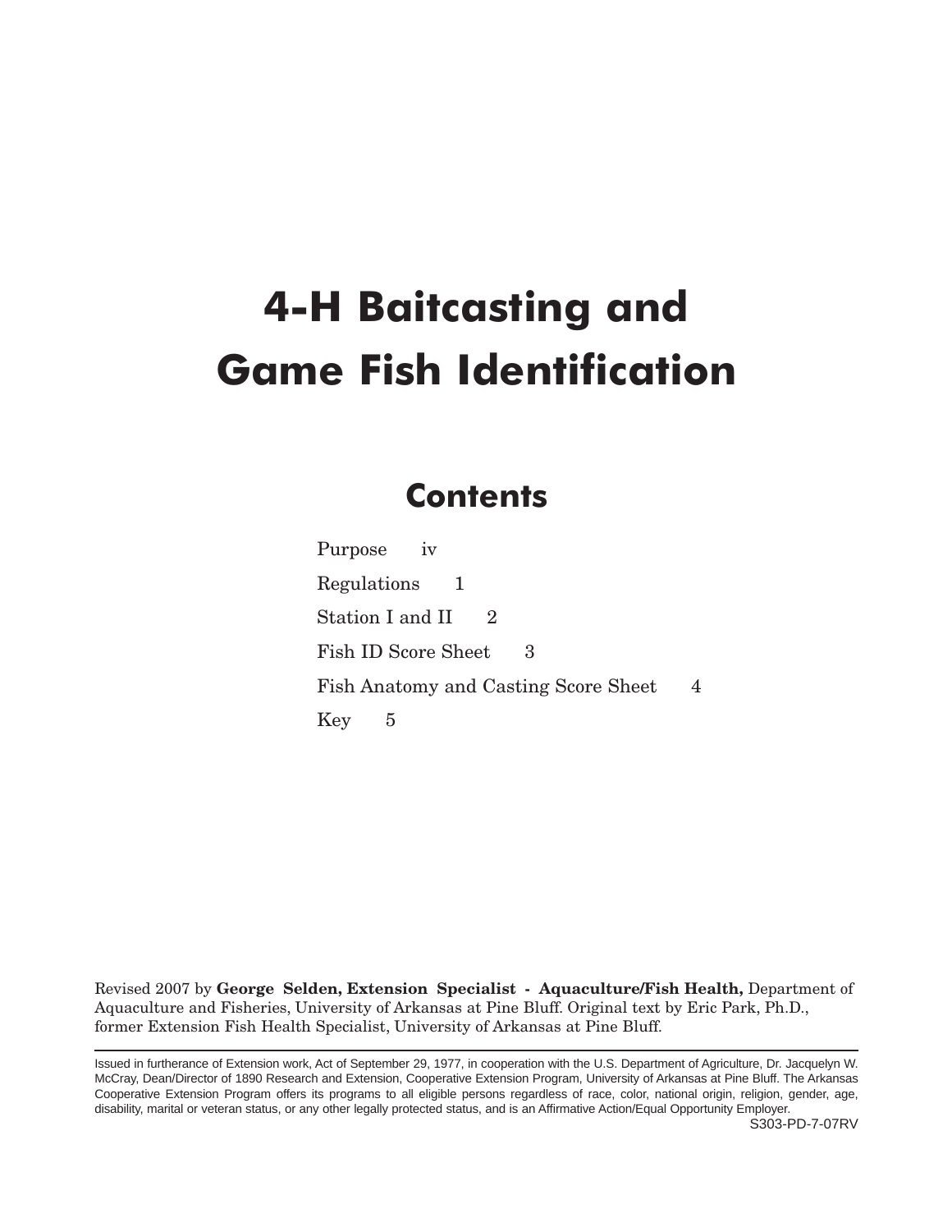# 4-H Baitcasting and Game Fish Identification

## Contents

| | |
|---|---|
| Purpose | iv |
| Regulations | 1 |
| Station I and II | 2 |
| Fish ID Score Sheet | 3 |
| Fish Anatomy and Casting Score Sheet | 4 |
| Key | 5 |

Revised 2007 by **George Selden, Extension Specialist - Aquaculture/Fish Health,** Department of Aquaculture and Fisheries, University of Arkansas at Pine Bluff. Original text by Eric Park, Ph.D., former Extension Fish Health Specialist, University of Arkansas at Pine Bluff.

---

Issued in furtherance of Extension work, Act of September 29, 1977, in cooperation with the U.S. Department of Agriculture, Dr. Jacquelyn W. McCray, Dean/Director of 1890 Research and Extension, Cooperative Extension Program, University of Arkansas at Pine Bluff. The Arkansas Cooperative Extension Program offers its programs to all eligible persons regardless of race, color, national origin, religion, gender, age, disability, marital or veteran status, or any other legally protected status, and is an Affirmative Action/Equal Opportunity Employer.

S303-PD-7-07RV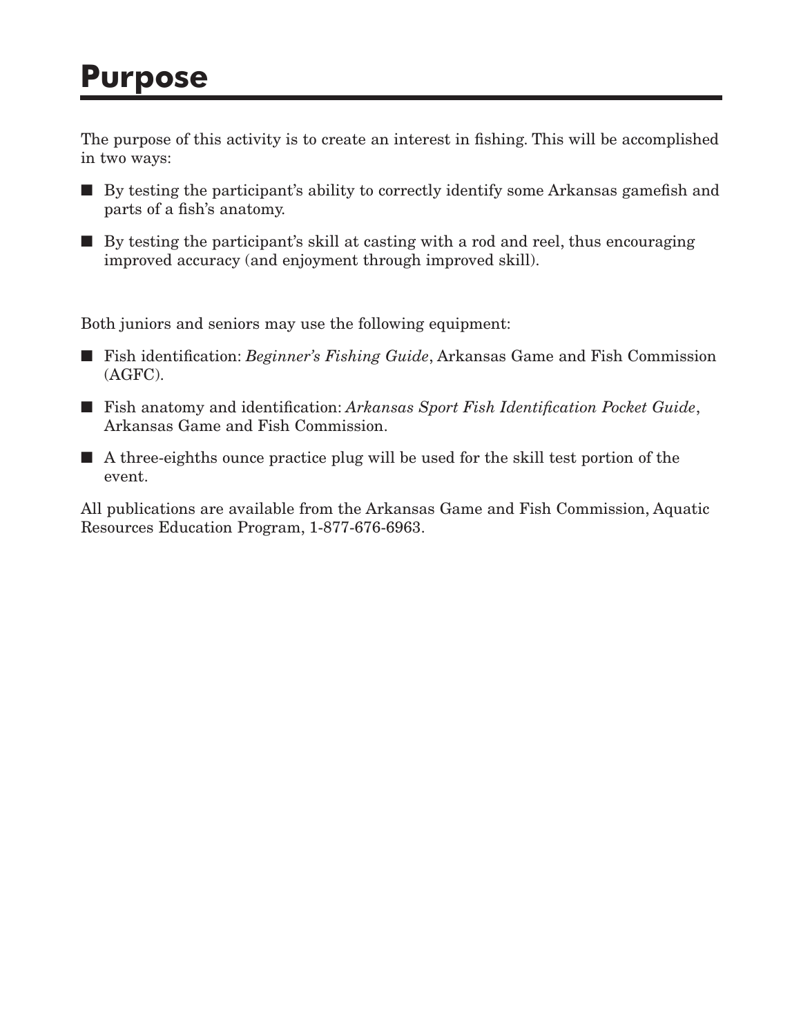# Purpose

The purpose of this activity is to create an interest in fishing. This will be accomplished in two ways:

- By testing the participant's ability to correctly identify some Arkansas gamefish and parts of a fish's anatomy.
- By testing the participant's skill at casting with a rod and reel, thus encouraging improved accuracy (and enjoyment through improved skill).

Both juniors and seniors may use the following equipment:

- Fish identification: *Beginner's Fishing Guide*, Arkansas Game and Fish Commission (AGFC).
- Fish anatomy and identification: *Arkansas Sport Fish Identification Pocket Guide*, Arkansas Game and Fish Commission.
- A three-eighths ounce practice plug will be used for the skill test portion of the event.

All publications are available from the Arkansas Game and Fish Commission, Aquatic Resources Education Program, 1-877-676-6963.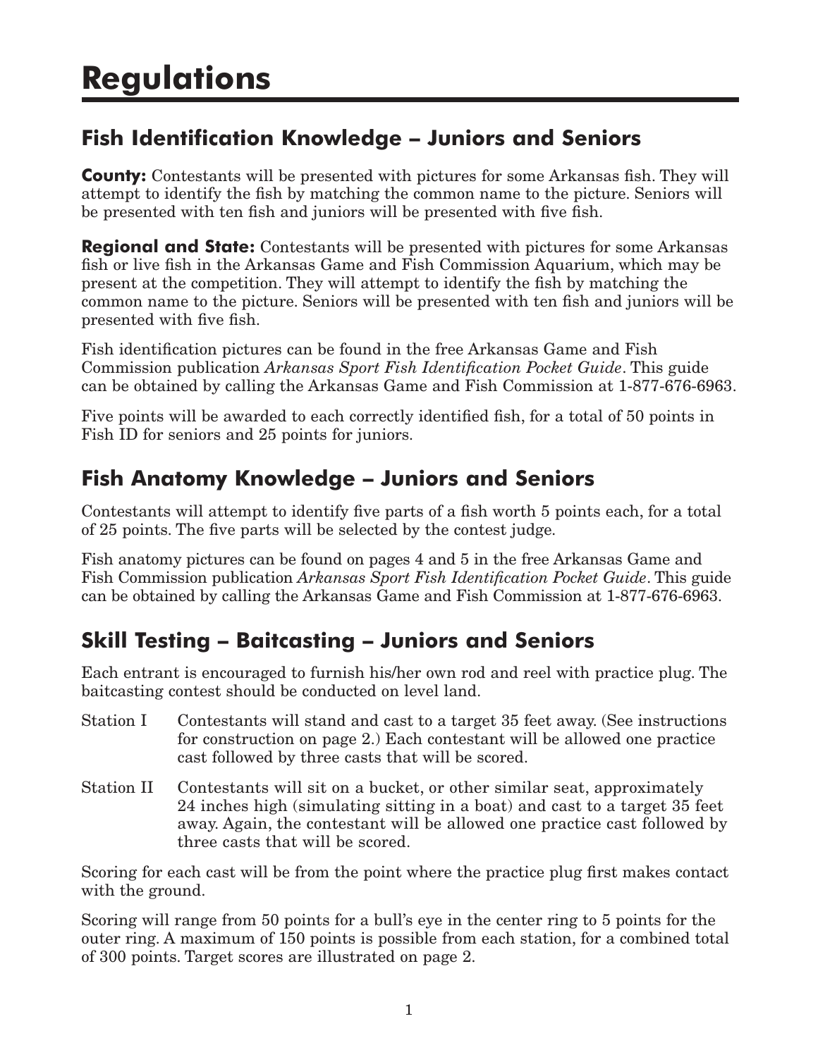# Regulations

## Fish Identification Knowledge – Juniors and Seniors

**County:** Contestants will be presented with pictures for some Arkansas fish. They will attempt to identify the fish by matching the common name to the picture. Seniors will be presented with ten fish and juniors will be presented with five fish.

**Regional and State:** Contestants will be presented with pictures for some Arkansas fish or live fish in the Arkansas Game and Fish Commission Aquarium, which may be present at the competition. They will attempt to identify the fish by matching the common name to the picture. Seniors will be presented with ten fish and juniors will be presented with five fish.

Fish identification pictures can be found in the free Arkansas Game and Fish Commission publication *Arkansas Sport Fish Identification Pocket Guide*. This guide can be obtained by calling the Arkansas Game and Fish Commission at 1-877-676-6963.

Five points will be awarded to each correctly identified fish, for a total of 50 points in Fish ID for seniors and 25 points for juniors.

## Fish Anatomy Knowledge – Juniors and Seniors

Contestants will attempt to identify five parts of a fish worth 5 points each, for a total of 25 points. The five parts will be selected by the contest judge.

Fish anatomy pictures can be found on pages 4 and 5 in the free Arkansas Game and Fish Commission publication *Arkansas Sport Fish Identification Pocket Guide*. This guide can be obtained by calling the Arkansas Game and Fish Commission at 1-877-676-6963.

## Skill Testing – Baitcasting – Juniors and Seniors

Each entrant is encouraged to furnish his/her own rod and reel with practice plug. The baitcasting contest should be conducted on level land.

Station I — Contestants will stand and cast to a target 35 feet away. (See instructions for construction on page 2.) Each contestant will be allowed one practice cast followed by three casts that will be scored.

Station II — Contestants will sit on a bucket, or other similar seat, approximately 24 inches high (simulating sitting in a boat) and cast to a target 35 feet away. Again, the contestant will be allowed one practice cast followed by three casts that will be scored.

Scoring for each cast will be from the point where the practice plug first makes contact with the ground.

Scoring will range from 50 points for a bull's eye in the center ring to 5 points for the outer ring. A maximum of 150 points is possible from each station, for a combined total of 300 points. Target scores are illustrated on page 2.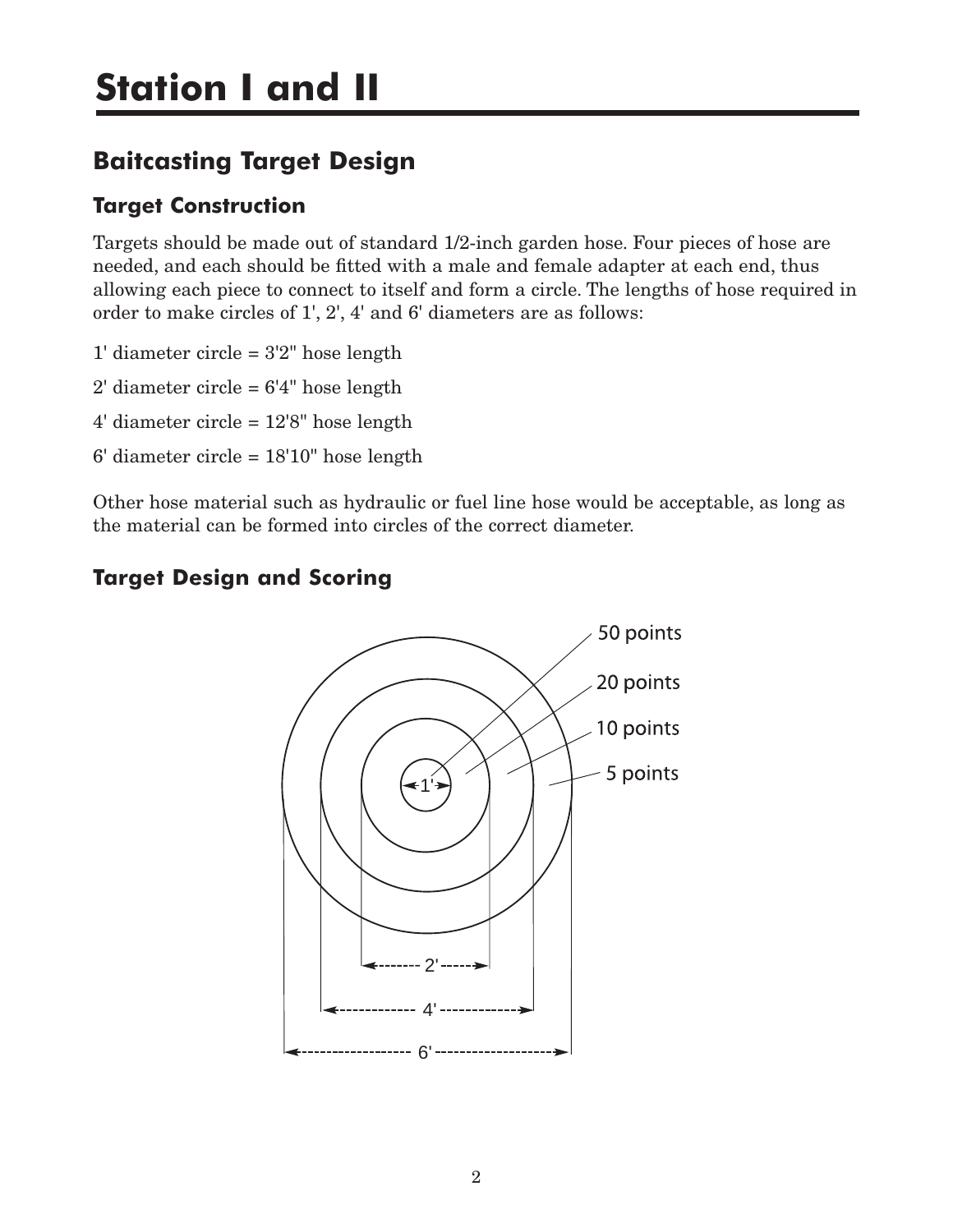# Station I and II

## Baitcasting Target Design

### Target Construction

Targets should be made out of standard 1/2-inch garden hose. Four pieces of hose are needed, and each should be fitted with a male and female adapter at each end, thus allowing each piece to connect to itself and form a circle. The lengths of hose required in order to make circles of 1', 2', 4' and 6' diameters are as follows:

1' diameter circle = 3'2" hose length

2' diameter circle = 6'4" hose length

4' diameter circle = 12'8" hose length

6' diameter circle = 18'10" hose length

Other hose material such as hydraulic or fuel line hose would be acceptable, as long as the material can be formed into circles of the correct diameter.

### Target Design and Scoring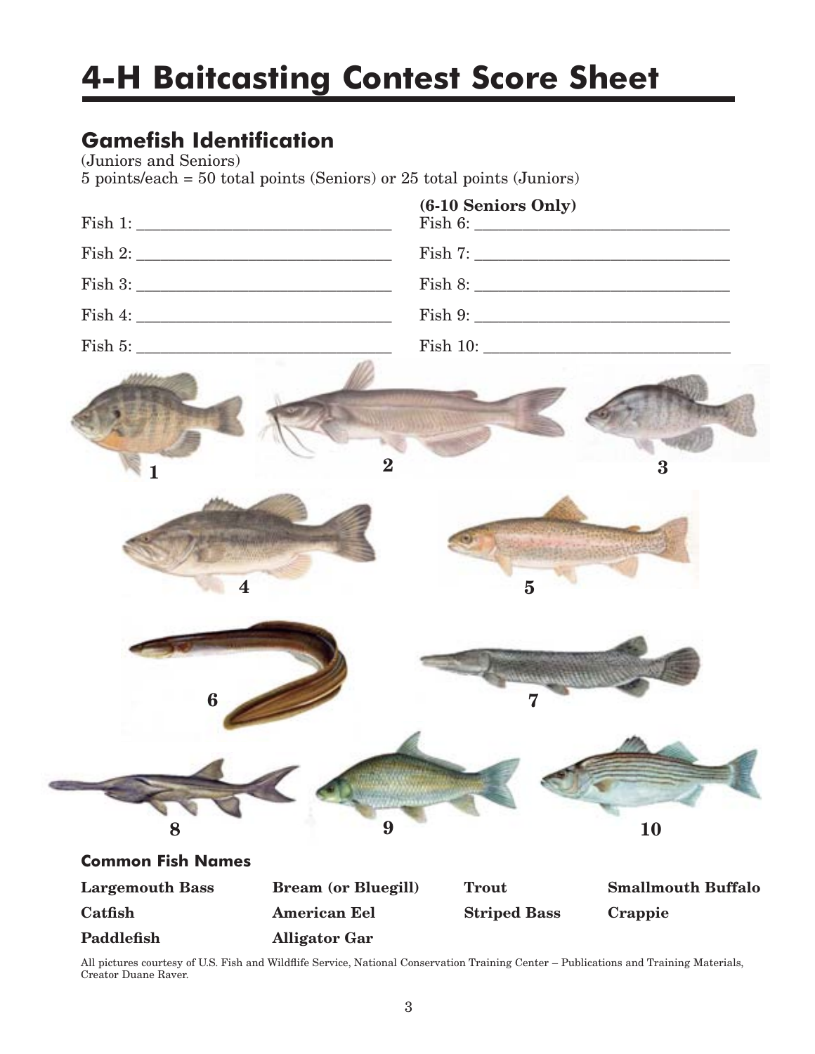# 4-H Baitcasting Contest Score Sheet

## Gamefish Identification

(Juniors and Seniors)
5 points/each = 50 total points (Seniors) or 25 total points (Juniors)

Fish 1: ______________________________

Fish 2: ______________________________

Fish 3: ______________________________

Fish 4: ______________________________

Fish 5: ______________________________

**(6-10 Seniors Only)**

Fish 6: ______________________________

Fish 7: ______________________________

Fish 8: ______________________________

Fish 9: ______________________________

Fish 10: ______________________________

1 2 3

4 5

6 7

8 9 10

### Common Fish Names

| | | | |
|---|---|---|---|
| **Largemouth Bass** | **Bream (or Bluegill)** | **Trout** | **Smallmouth Buffalo** |
| **Catfish** | **American Eel** | **Striped Bass** | **Crappie** |
| **Paddlefish** | **Alligator Gar** | | |

All pictures courtesy of U.S. Fish and Wildflife Service, National Conservation Training Center – Publications and Training Materials, Creator Duane Raver.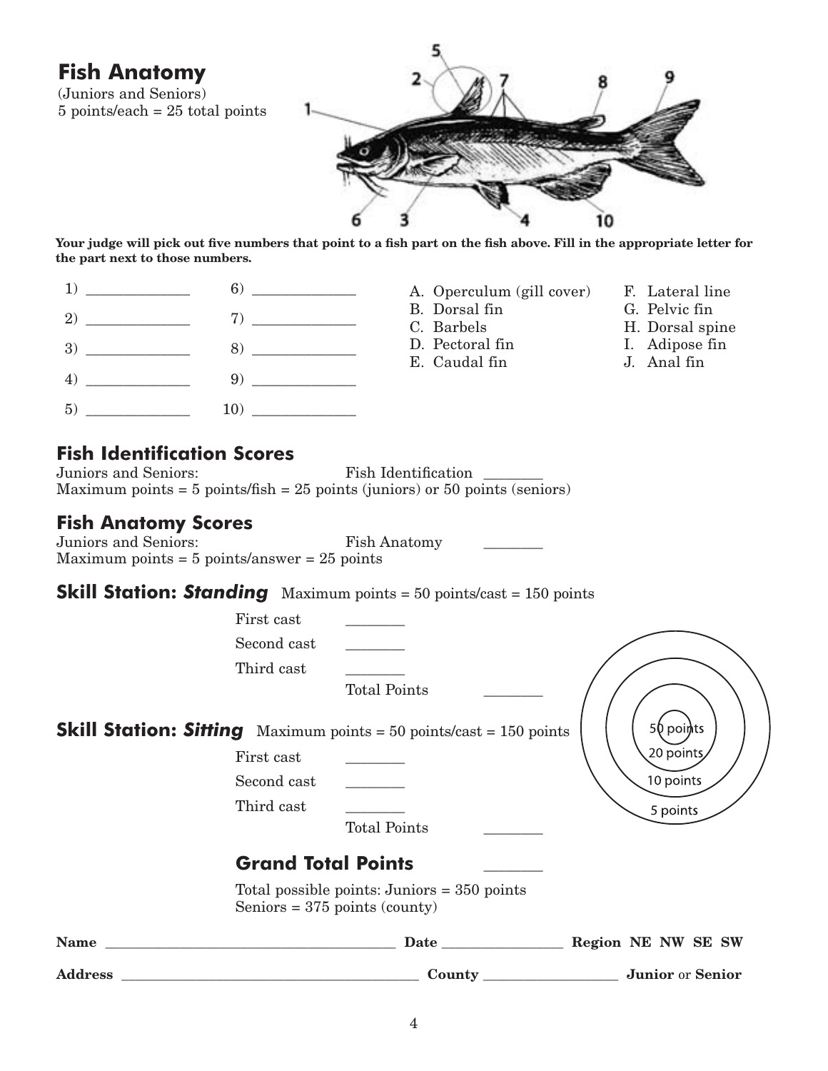## Fish Anatomy

(Juniors and Seniors)
5 points/each = 25 total points

**Your judge will pick out five numbers that point to a fish part on the fish above. Fill in the appropriate letter for the part next to those numbers.**

| | |
|---|---|
| 1) ______________ | 6) ______________ |
| 2) ______________ | 7) ______________ |
| 3) ______________ | 8) ______________ |
| 4) ______________ | 9) ______________ |
| 5) ______________ | 10) ______________ |

A. Operculum (gill cover)
B. Dorsal fin
C. Barbels
D. Pectoral fin
E. Caudal fin
F. Lateral line
G. Pelvic fin
H. Dorsal spine
I. Adipose fin
J. Anal fin

## Fish Identification Scores

Juniors and Seniors: Fish Identification ________
Maximum points = 5 points/fish = 25 points (juniors) or 50 points (seniors)

## Fish Anatomy Scores

Juniors and Seniors: Fish Anatomy ________
Maximum points = 5 points/answer = 25 points

## Skill Station: *Standing*

Maximum points = 50 points/cast = 150 points

First cast ________
Second cast ________
Third cast ________
Total Points ________

## Skill Station: *Sitting*

Maximum points = 50 points/cast = 150 points

First cast ________
Second cast ________
Third cast ________
Total Points ________

50 points
20 points
10 points
5 points

## Grand Total Points ________

Total possible points: Juniors = 350 points
Seniors = 375 points (county)

**Name** ________________________________ **Date** ______________ **Region NE NW SE SW**

**Address** ________________________________ **County** ______________ **Junior** or **Senior**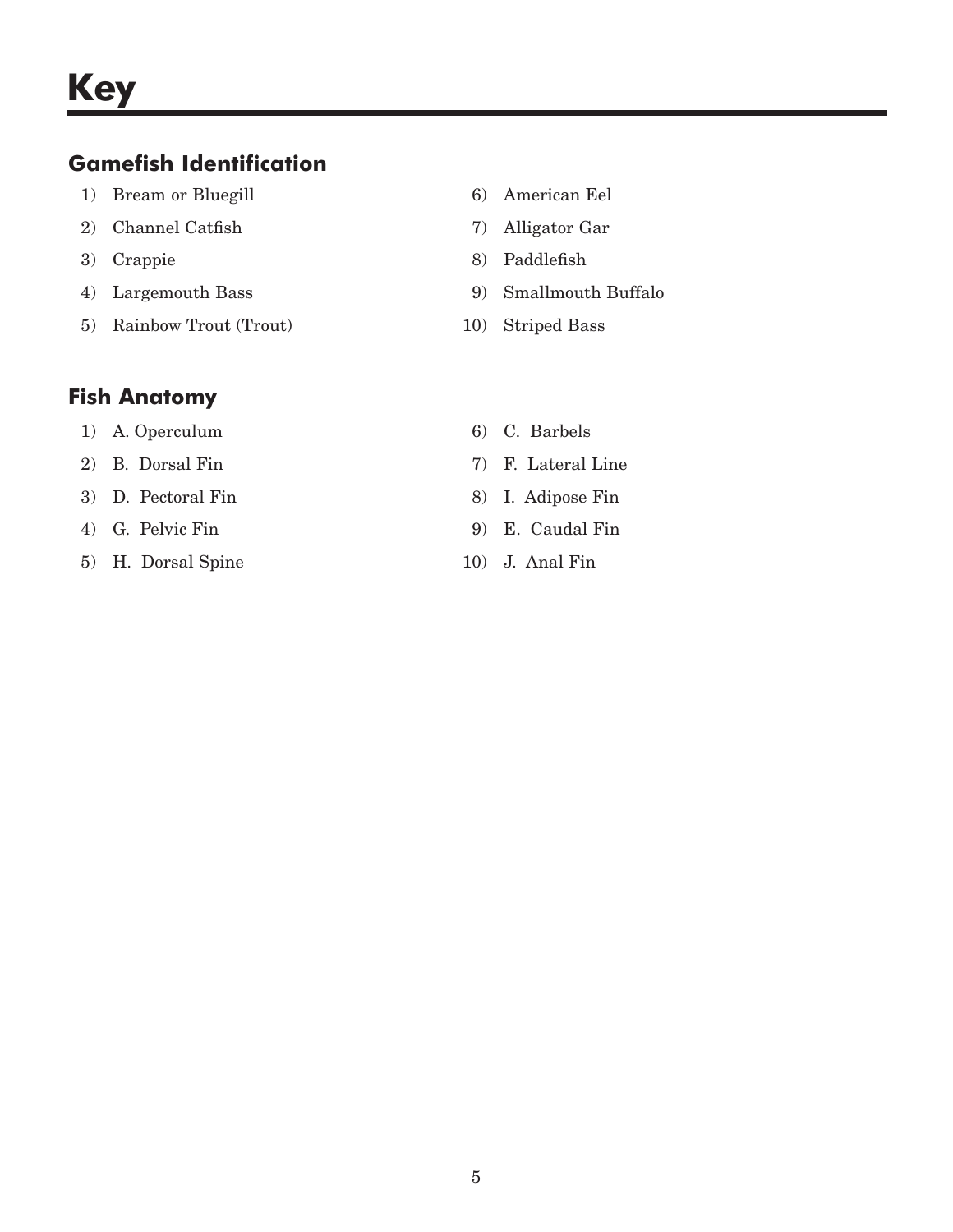# Key

## Gamefish Identification

1) Bream or Bluegill
2) Channel Catfish
3) Crappie
4) Largemouth Bass
5) Rainbow Trout (Trout)
6) American Eel
7) Alligator Gar
8) Paddlefish
9) Smallmouth Buffalo
10) Striped Bass

## Fish Anatomy

1) A. Operculum
2) B. Dorsal Fin
3) D. Pectoral Fin
4) G. Pelvic Fin
5) H. Dorsal Spine
6) C. Barbels
7) F. Lateral Line
8) I. Adipose Fin
9) E. Caudal Fin
10) J. Anal Fin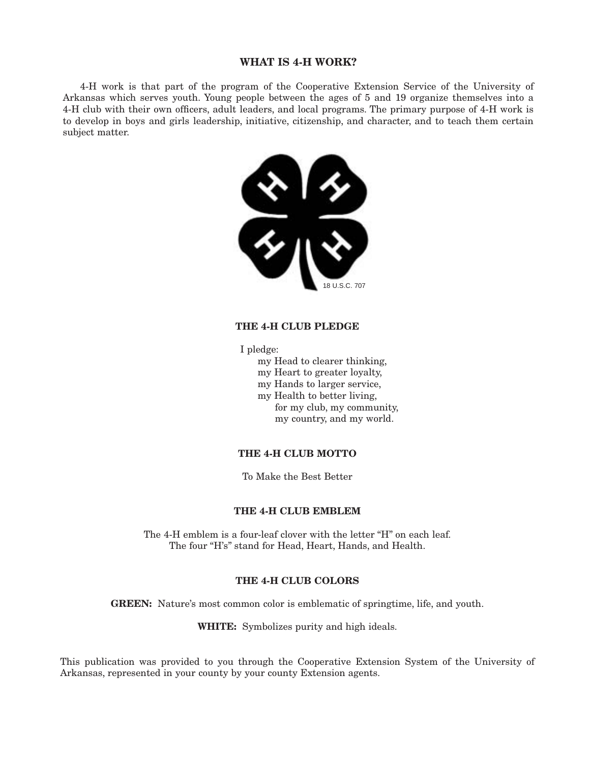## WHAT IS 4-H WORK?

4-H work is that part of the program of the Cooperative Extension Service of the University of Arkansas which serves youth. Young people between the ages of 5 and 19 organize themselves into a 4-H club with their own officers, adult leaders, and local programs. The primary purpose of 4-H work is to develop in boys and girls leadership, initiative, citizenship, and character, and to teach them certain subject matter.

18 U.S.C. 707

## THE 4-H CLUB PLEDGE

I pledge:
my Head to clearer thinking,
my Heart to greater loyalty,
my Hands to larger service,
my Health to better living,
for my club, my community,
my country, and my world.

## THE 4-H CLUB MOTTO

To Make the Best Better

## THE 4-H CLUB EMBLEM

The 4-H emblem is a four-leaf clover with the letter "H" on each leaf.
The four "H's" stand for Head, Heart, Hands, and Health.

## THE 4-H CLUB COLORS

**GREEN:** Nature's most common color is emblematic of springtime, life, and youth.

**WHITE:** Symbolizes purity and high ideals.

This publication was provided to you through the Cooperative Extension System of the University of Arkansas, represented in your county by your county Extension agents.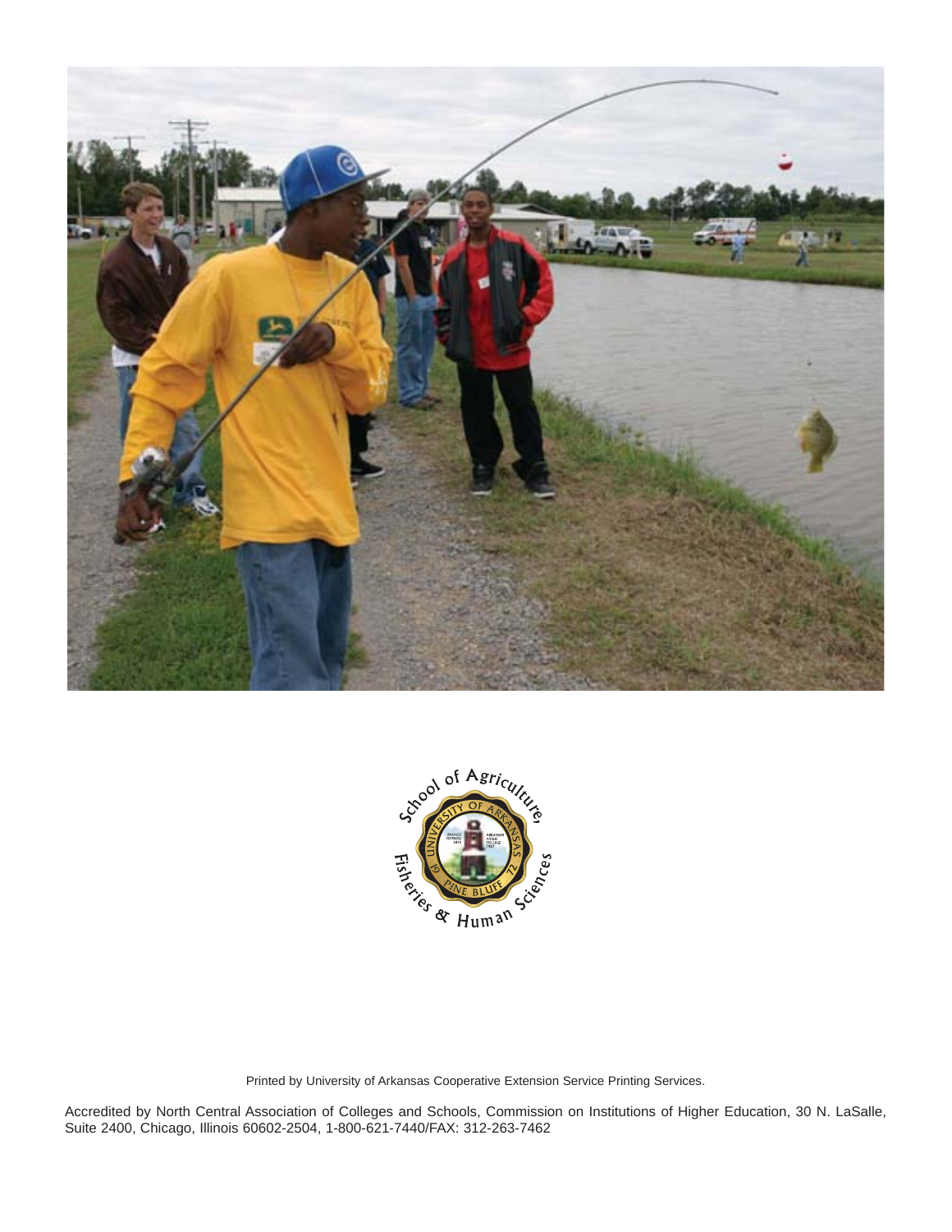Printed by University of Arkansas Cooperative Extension Service Printing Services.

Accredited by North Central Association of Colleges and Schools, Commission on Institutions of Higher Education, 30 N. LaSalle, Suite 2400, Chicago, Illinois 60602-2504, 1-800-621-7440/FAX: 312-263-7462